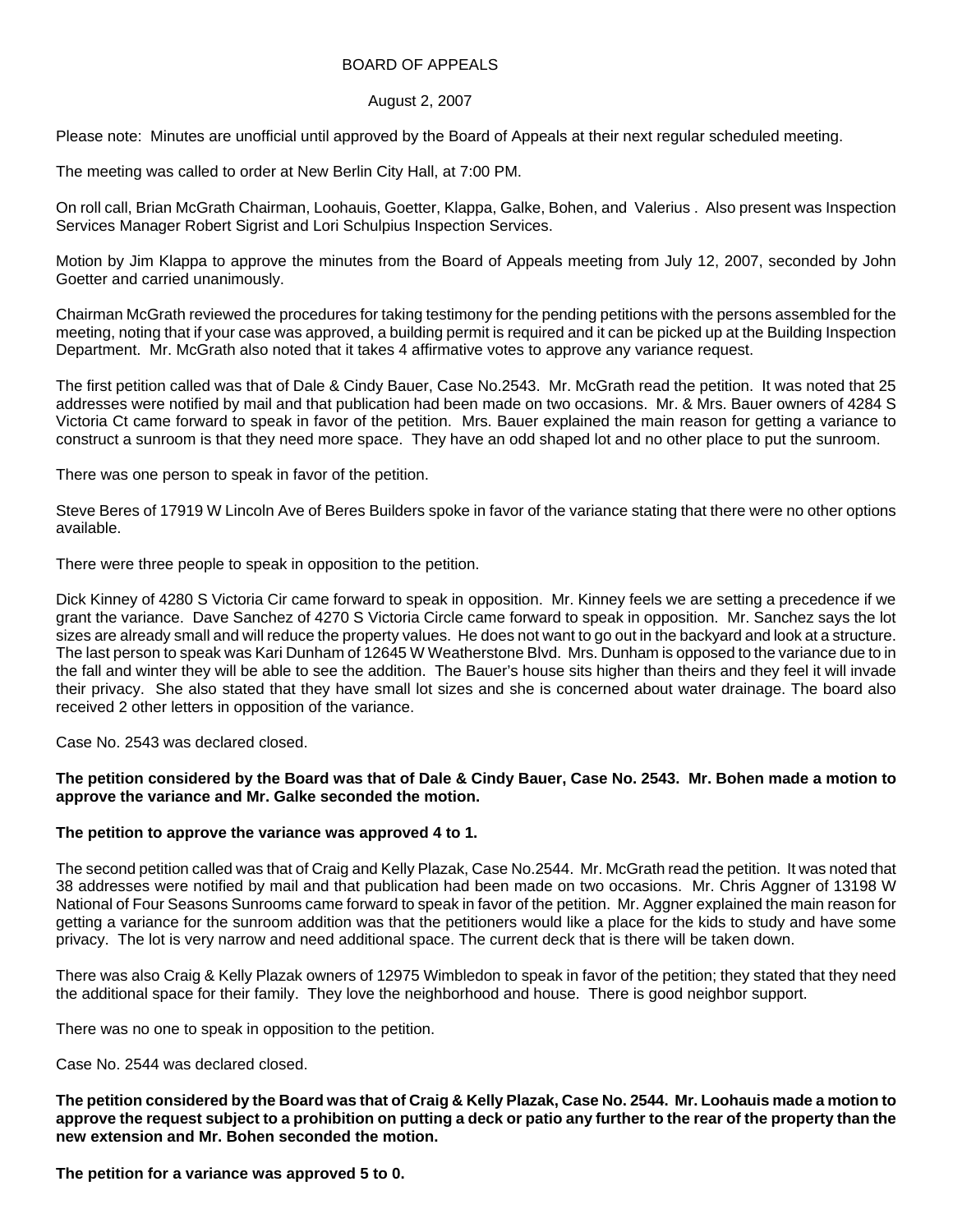BOARD OF APPEALS

August 2, 2007

Please note: Minutes are unofficial until approved by the Board of Appeals at their next regular scheduled meeting.

The meeting was called to order at New Berlin City Hall, at 7:00 PM.

On roll call, Brian McGrath Chairman, Loohauis, Goetter, Klappa, Galke, Bohen, and Valerius . Also present was Inspection Services Manager Robert Sigrist and Lori Schulpius Inspection Services.

Motion by Jim Klappa to approve the minutes from the Board of Appeals meeting from July 12, 2007, seconded by John Goetter and carried unanimously.

Chairman McGrath reviewed the procedures for taking testimony for the pending petitions with the persons assembled for the meeting, noting that if your case was approved, a building permit is required and it can be picked up at the Building Inspection Department. Mr. McGrath also noted that it takes 4 affirmative votes to approve any variance request.

The first petition called was that of Dale & Cindy Bauer, Case No.2543. Mr. McGrath read the petition. It was noted that 25 addresses were notified by mail and that publication had been made on two occasions. Mr. & Mrs. Bauer owners of 4284 S Victoria Ct came forward to speak in favor of the petition. Mrs. Bauer explained the main reason for getting a variance to construct a sunroom is that they need more space. They have an odd shaped lot and no other place to put the sunroom.

There was one person to speak in favor of the petition.

Steve Beres of 17919 W Lincoln Ave of Beres Builders spoke in favor of the variance stating that there were no other options available.

There were three people to speak in opposition to the petition.

Dick Kinney of 4280 S Victoria Cir came forward to speak in opposition. Mr. Kinney feels we are setting a precedence if we grant the variance. Dave Sanchez of 4270 S Victoria Circle came forward to speak in opposition. Mr. Sanchez says the lot sizes are already small and will reduce the property values. He does not want to go out in the backyard and look at a structure. The last person to speak was Kari Dunham of 12645 W Weatherstone Blvd. Mrs. Dunham is opposed to the variance due to in the fall and winter they will be able to see the addition. The Bauer's house sits higher than theirs and they feel it will invade their privacy. She also stated that they have small lot sizes and she is concerned about water drainage. The board also received 2 other letters in opposition of the variance.

Case No. 2543 was declared closed.

**The petition considered by the Board was that of Dale & Cindy Bauer, Case No. 2543. Mr. Bohen made a motion to approve the variance and Mr. Galke seconded the motion.**

**The petition to approve the variance was approved 4 to 1.**

The second petition called was that of Craig and Kelly Plazak, Case No.2544. Mr. McGrath read the petition. It was noted that 38 addresses were notified by mail and that publication had been made on two occasions. Mr. Chris Aggner of 13198 W National of Four Seasons Sunrooms came forward to speak in favor of the petition. Mr. Aggner explained the main reason for getting a variance for the sunroom addition was that the petitioners would like a place for the kids to study and have some privacy. The lot is very narrow and need additional space. The current deck that is there will be taken down.

There was also Craig & Kelly Plazak owners of 12975 Wimbledon to speak in favor of the petition; they stated that they need the additional space for their family. They love the neighborhood and house. There is good neighbor support.

There was no one to speak in opposition to the petition.

Case No. 2544 was declared closed.

**The petition considered by the Board was that of Craig & Kelly Plazak, Case No. 2544. Mr. Loohauis made a motion to approve the request subject to a prohibition on putting a deck or patio any further to the rear of the property than the new extension and Mr. Bohen seconded the motion.**

**The petition for a variance was approved 5 to 0.**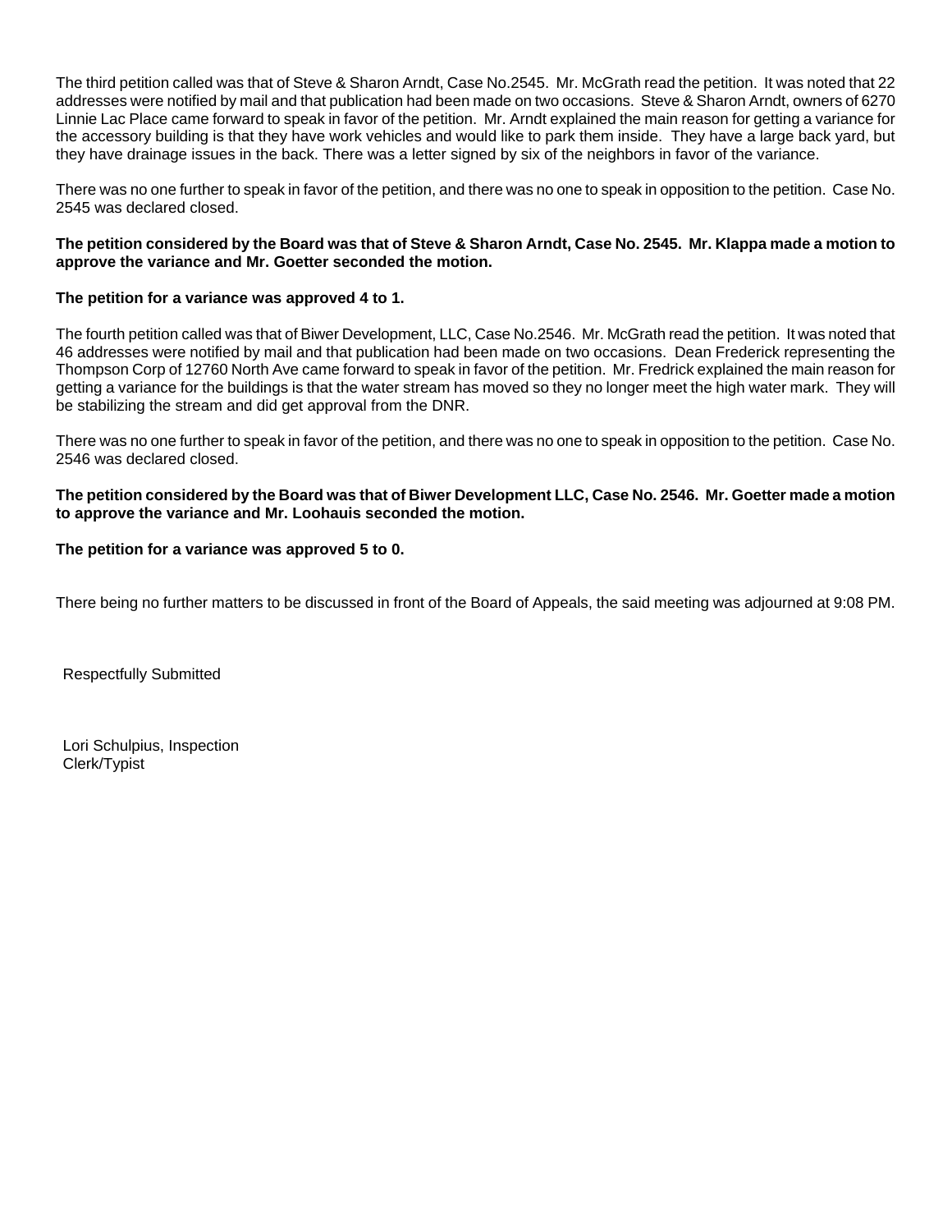The third petition called was that of Steve & Sharon Arndt, Case No.2545. Mr. McGrath read the petition. It was noted that 22 addresses were notified by mail and that publication had been made on two occasions. Steve & Sharon Arndt, owners of 6270 Linnie Lac Place came forward to speak in favor of the petition. Mr. Arndt explained the main reason for getting a variance for the accessory building is that they have work vehicles and would like to park them inside. They have a large back yard, but they have drainage issues in the back. There was a letter signed by six of the neighbors in favor of the variance.

There was no one further to speak in favor of the petition, and there was no one to speak in opposition to the petition. Case No. 2545 was declared closed.

**The petition considered by the Board was that of Steve & Sharon Arndt, Case No. 2545. Mr. Klappa made a motion to approve the variance and Mr. Goetter seconded the motion.**

**The petition for a variance was approved 4 to 1.**

The fourth petition called was that of Biwer Development, LLC, Case No.2546. Mr. McGrath read the petition. It was noted that 46 addresses were notified by mail and that publication had been made on two occasions. Dean Frederick representing the Thompson Corp of 12760 North Ave came forward to speak in favor of the petition. Mr. Fredrick explained the main reason for getting a variance for the buildings is that the water stream has moved so they no longer meet the high water mark. They will be stabilizing the stream and did get approval from the DNR.

There was no one further to speak in favor of the petition, and there was no one to speak in opposition to the petition. Case No. 2546 was declared closed.

**The petition considered by the Board was that of Biwer Development LLC, Case No. 2546. Mr. Goetter made a motion to approve the variance and Mr. Loohauis seconded the motion.**

**The petition for a variance was approved 5 to 0.**

There being no further matters to be discussed in front of the Board of Appeals, the said meeting was adjourned at 9:08 PM.

Respectfully Submitted

Lori Schulpius, Inspection
Clerk/Typist